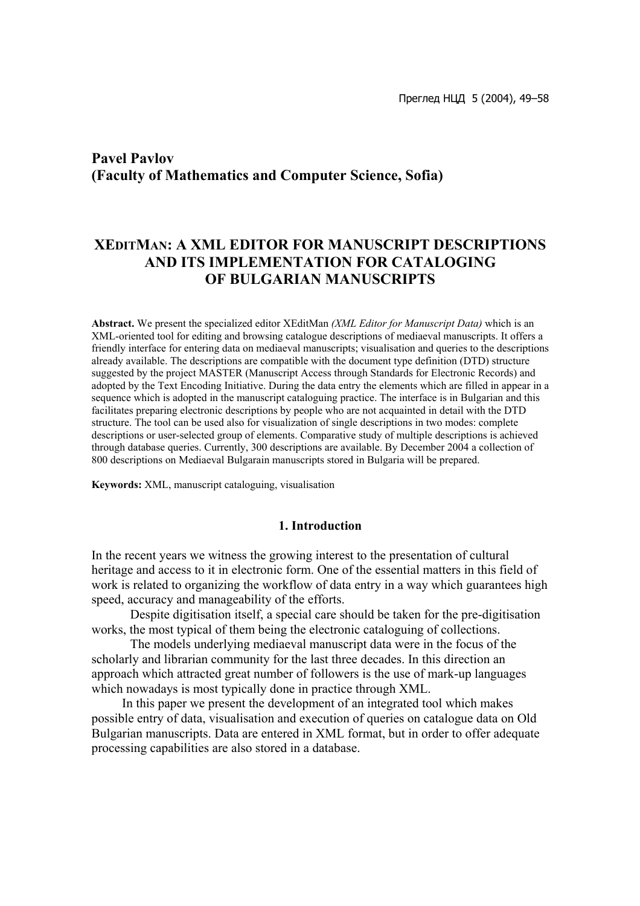**Pavel Pavlov**
**(Faculty of Mathematics and Computer Science, Sofia)**

# XEditMan: A XML EDITOR FOR MANUSCRIPT DESCRIPTIONS AND ITS IMPLEMENTATION FOR CATALOGING OF BULGARIAN MANUSCRIPTS

**Abstract.** We present the specialized editor XEditMan *(XML Editor for Manuscript Data)* which is an XML-oriented tool for editing and browsing catalogue descriptions of mediaeval manuscripts. It offers a friendly interface for entering data on mediaeval manuscripts; visualisation and queries to the descriptions already available. The descriptions are compatible with the document type definition (DTD) structure suggested by the project MASTER (Manuscript Access through Standards for Electronic Records) and adopted by the Text Encoding Initiative. During the data entry the elements which are filled in appear in a sequence which is adopted in the manuscript cataloguing practice. The interface is in Bulgarian and this facilitates preparing electronic descriptions by people who are not acquainted in detail with the DTD structure. The tool can be used also for visualization of single descriptions in two modes: complete descriptions or user-selected group of elements. Comparative study of multiple descriptions is achieved through database queries. Currently, 300 descriptions are available. By December 2004 a collection of 800 descriptions on Mediaeval Bulgarain manuscripts stored in Bulgaria will be prepared.

**Keywords:** XML, manuscript cataloguing, visualisation

## 1. Introduction

In the recent years we witness the growing interest to the presentation of cultural heritage and access to it in electronic form. One of the essential matters in this field of work is related to organizing the workflow of data entry in a way which guarantees high speed, accuracy and manageability of the efforts.

Despite digitisation itself, a special care should be taken for the pre-digitisation works, the most typical of them being the electronic cataloguing of collections.

The models underlying mediaeval manuscript data were in the focus of the scholarly and librarian community for the last three decades. In this direction an approach which attracted great number of followers is the use of mark-up languages which nowadays is most typically done in practice through XML.

In this paper we present the development of an integrated tool which makes possible entry of data, visualisation and execution of queries on catalogue data on Old Bulgarian manuscripts. Data are entered in XML format, but in order to offer adequate processing capabilities are also stored in a database.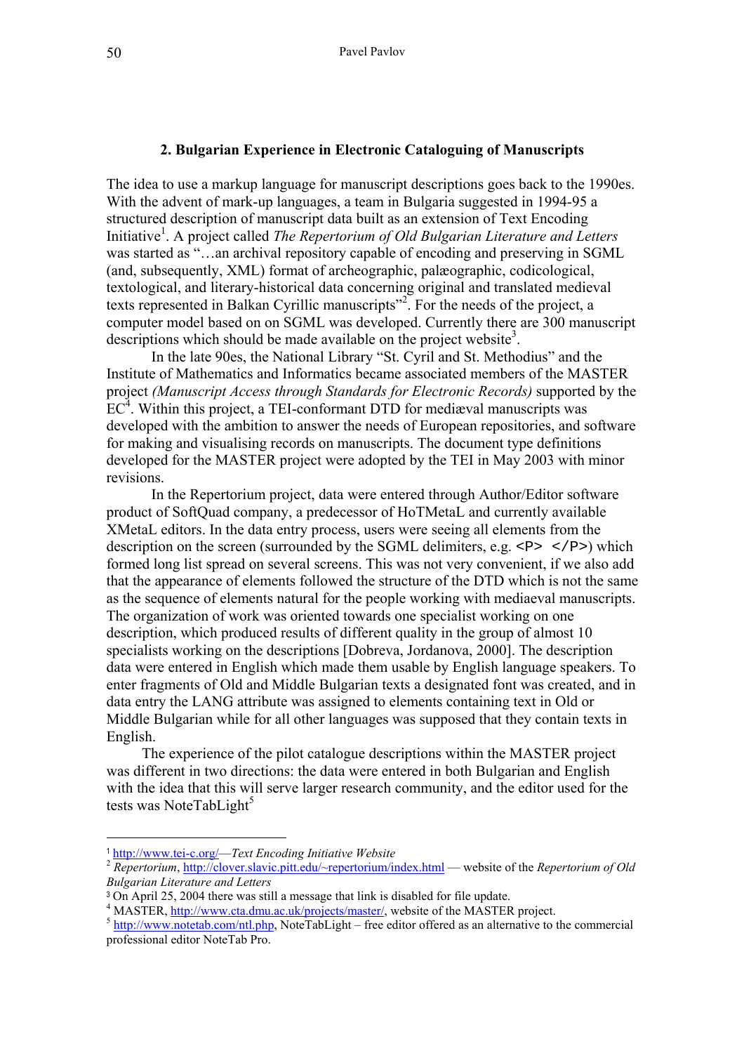## 2. Bulgarian Experience in Electronic Cataloguing of Manuscripts

The idea to use a markup language for manuscript descriptions goes back to the 1990es. With the advent of mark-up languages, a team in Bulgaria suggested in 1994-95 a structured description of manuscript data built as an extension of Text Encoding Initiative[1]. A project called *The Repertorium of Old Bulgarian Literature and Letters* was started as "…an archival repository capable of encoding and preserving in SGML (and, subsequently, XML) format of archeographic, palæographic, codicological, textological, and literary-historical data concerning original and translated medieval texts represented in Balkan Cyrillic manuscripts"[2]. For the needs of the project, a computer model based on on SGML was developed. Currently there are 300 manuscript descriptions which should be made available on the project website[3].

In the late 90es, the National Library "St. Cyril and St. Methodius" and the Institute of Mathematics and Informatics became associated members of the MASTER project *(Manuscript Access through Standards for Electronic Records)* supported by the EC[4]. Within this project, a TEI-conformant DTD for mediæval manuscripts was developed with the ambition to answer the needs of European repositories, and software for making and visualising records on manuscripts. The document type definitions developed for the MASTER project were adopted by the TEI in May 2003 with minor revisions.

In the Repertorium project, data were entered through Author/Editor software product of SoftQuad company, a predecessor of HoTMetaL and currently available XMetaL editors. In the data entry process, users were seeing all elements from the description on the screen (surrounded by the SGML delimiters, e.g. `<P> </P>`) which formed long list spread on several screens. This was not very convenient, if we also add that the appearance of elements followed the structure of the DTD which is not the same as the sequence of elements natural for the people working with mediaeval manuscripts. The organization of work was oriented towards one specialist working on one description, which produced results of different quality in the group of almost 10 specialists working on the descriptions [Dobreva, Jordanova, 2000]. The description data were entered in English which made them usable by English language speakers. To enter fragments of Old and Middle Bulgarian texts a designated font was created, and in data entry the LANG attribute was assigned to elements containing text in Old or Middle Bulgarian while for all other languages was supposed that they contain texts in English.

The experience of the pilot catalogue descriptions within the MASTER project was different in two directions: the data were entered in both Bulgarian and English with the idea that this will serve larger research community, and the editor used for the tests was NoteTabLight[5]

---

[1] http://www.tei-c.org/—*Text Encoding Initiative Website*

[2] *Repertorium*, http://clover.slavic.pitt.edu/~repertorium/index.html — website of the *Repertorium of Old Bulgarian Literature and Letters*

[3] On April 25, 2004 there was still a message that link is disabled for file update.

[4] MASTER, http://www.cta.dmu.ac.uk/projects/master/, website of the MASTER project.

[5] http://www.notetab.com/ntl.php, NoteTabLight – free editor offered as an alternative to the commercial professional editor NoteTab Pro.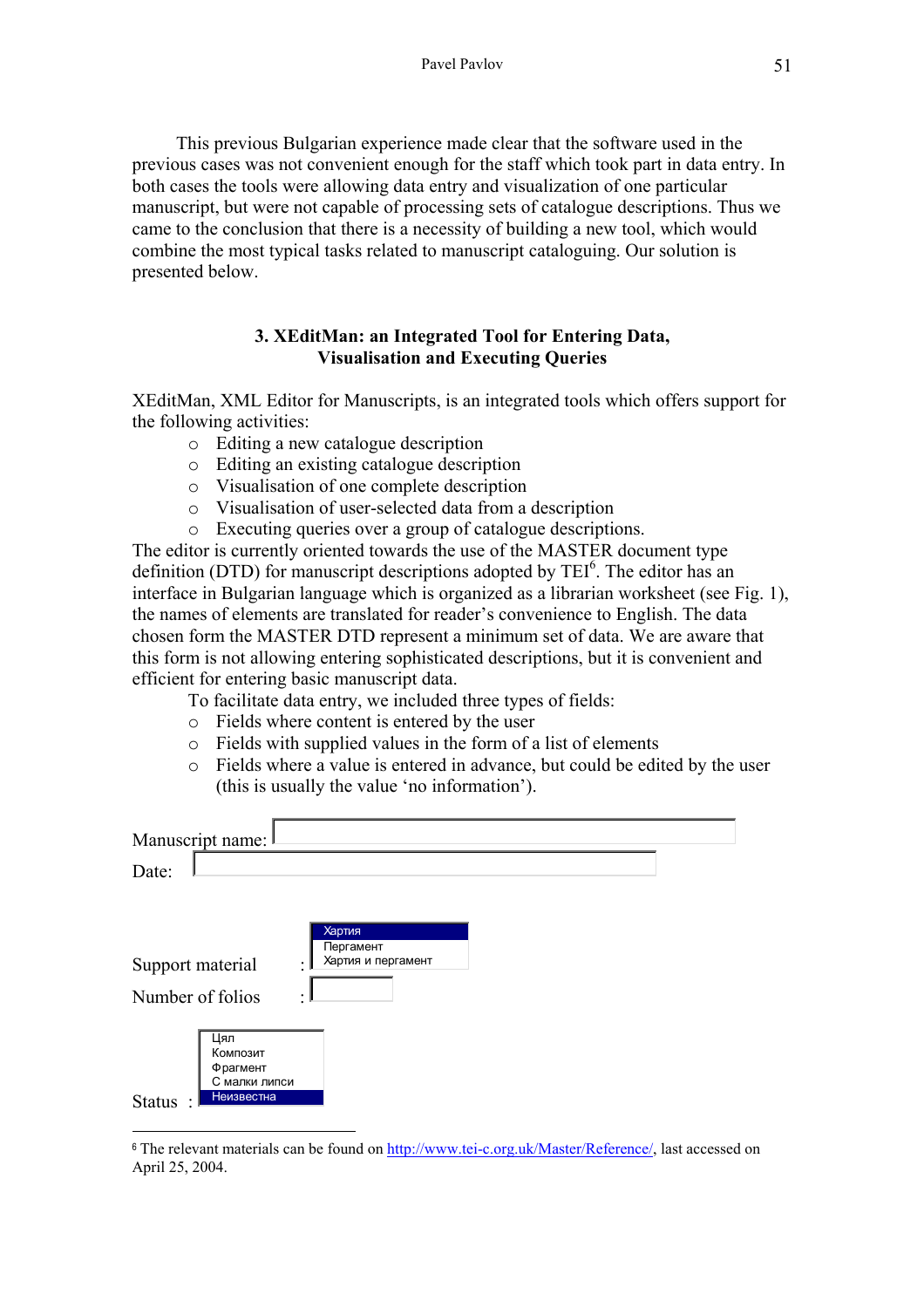This previous Bulgarian experience made clear that the software used in the previous cases was not convenient enough for the staff which took part in data entry. In both cases the tools were allowing data entry and visualization of one particular manuscript, but were not capable of processing sets of catalogue descriptions. Thus we came to the conclusion that there is a necessity of building a new tool, which would combine the most typical tasks related to manuscript cataloguing. Our solution is presented below.

### 3. XEditMan: an Integrated Tool for Entering Data, Visualisation and Executing Queries

XEditMan, XML Editor for Manuscripts, is an integrated tools which offers support for the following activities:

- Editing a new catalogue description
- Editing an existing catalogue description
- Visualisation of one complete description
- Visualisation of user-selected data from a description
- Executing queries over a group of catalogue descriptions.

The editor is currently oriented towards the use of the MASTER document type definition (DTD) for manuscript descriptions adopted by TEI[6]. The editor has an interface in Bulgarian language which is organized as a librarian worksheet (see Fig. 1), the names of elements are translated for reader's convenience to English. The data chosen form the MASTER DTD represent a minimum set of data. We are aware that this form is not allowing entering sophisticated descriptions, but it is convenient and efficient for entering basic manuscript data.

To facilitate data entry, we included three types of fields:

- Fields where content is entered by the user
- Fields with supplied values in the form of a list of elements
- Fields where a value is entered in advance, but could be edited by the user (this is usually the value 'no information').

Manuscript name:

Date:

Support material : Хартия / Пергамент / Хартия и пергамент

Number of folios :

Status : Цял / Композит / Фрагмент / С малки липси / Неизвестна

[6] The relevant materials can be found on http://www.tei-c.org.uk/Master/Reference/, last accessed on April 25, 2004.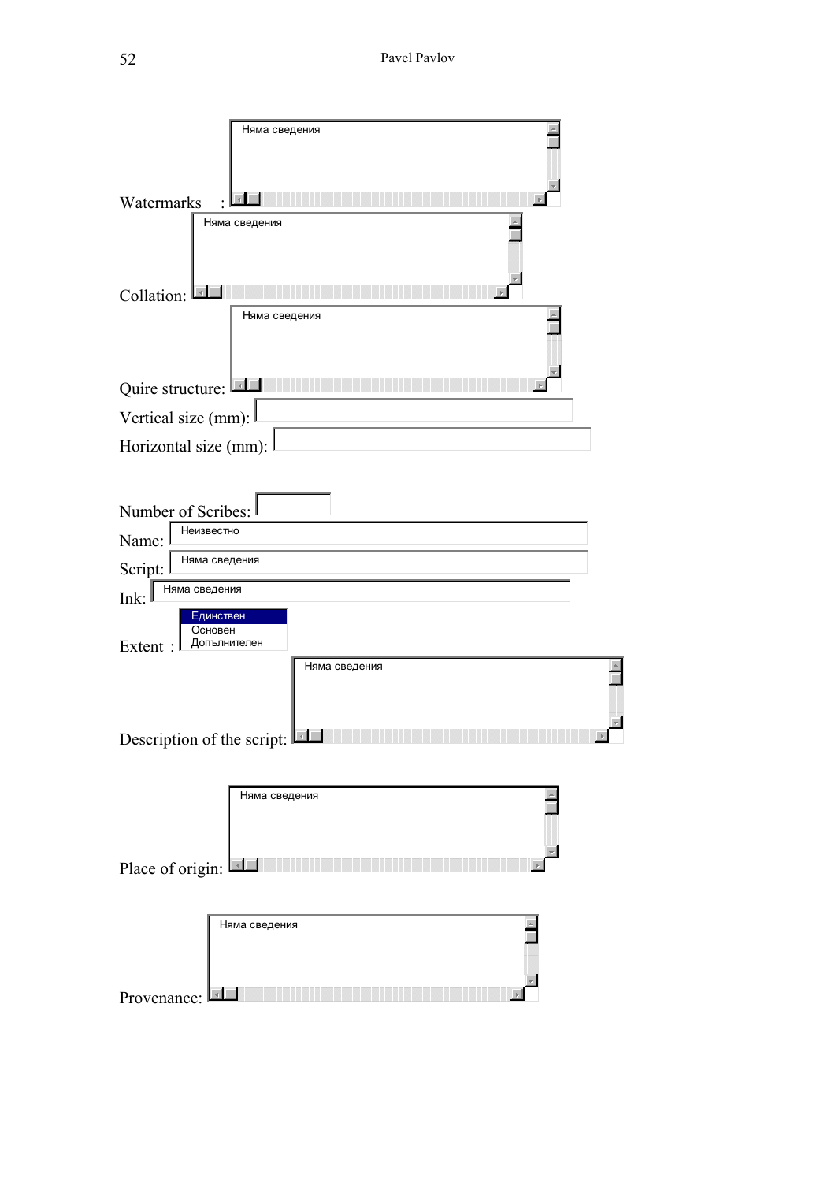Watermarks : Няма сведения

Collation: Няма сведения

Quire structure: Няма сведения

Vertical size (mm):

Horizontal size (mm):

Number of Scribes:

Name: Неизвестно

Script: Няма сведения

Ink: Няма сведения

Extent : Единствен / Основен / Допълнителен

Description of the script: Няма сведения

Place of origin: Няма сведения

Provenance: Няма сведения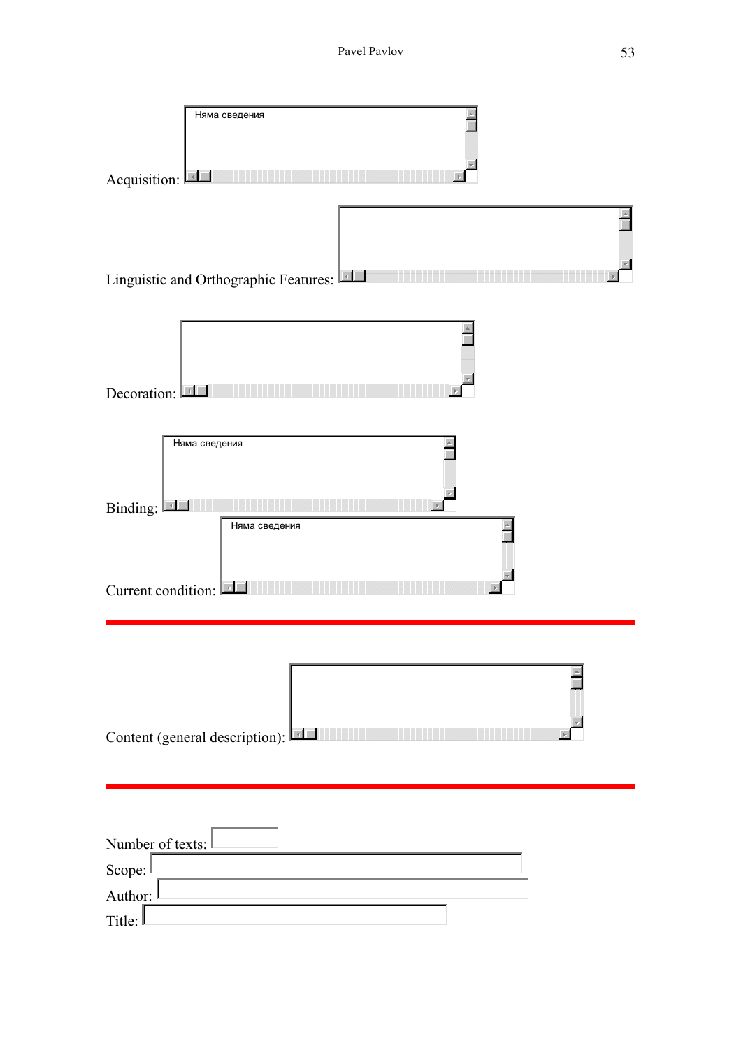Acquisition: Няма сведения

Linguistic and Orthographic Features:

Decoration:

Binding: Няма сведения

Current condition: Няма сведения

---

Content (general description):

---

Number of texts:

Scope:

Author:

Title: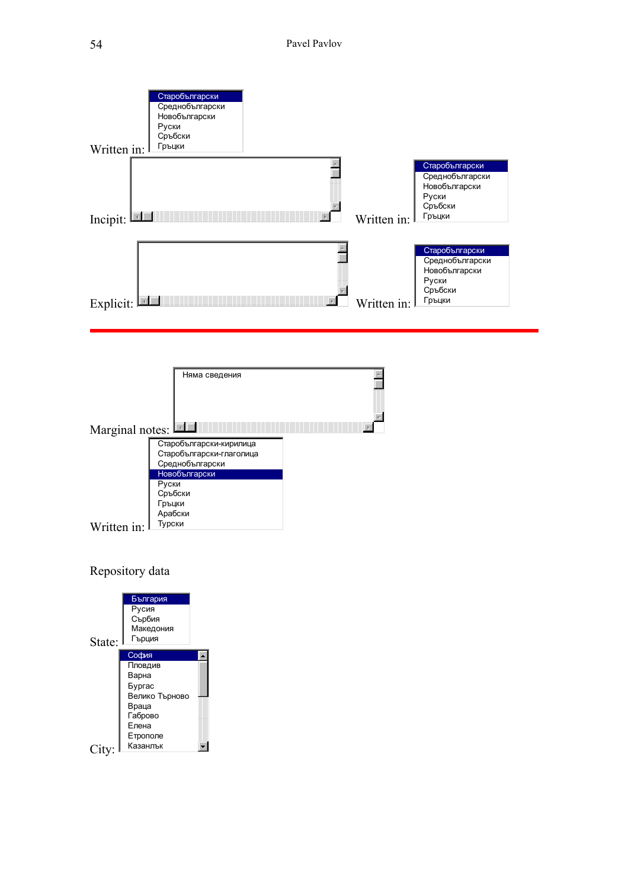Written in:

- **Старобългарски**
- Среднобългарски
- Новобългарски
- Руски
- Сръбски
- Гръцки

Incipit:

Written in:

- **Старобългарски**
- Среднобългарски
- Новобългарски
- Руски
- Сръбски
- Гръцки

Explicit:

Written in:

- **Старобългарски**
- Среднобългарски
- Новобългарски
- Руски
- Сръбски
- Гръцки

---

Marginal notes: Няма сведения

Written in:

- Старобългарски-кирилица
- Старобългарски-глаголица
- Среднобългарски
- **Новобългарски**
- Руски
- Сръбски
- Гръцки
- Арабски
- Турски

Repository data

State:

- **България**
- Русия
- Сърбия
- Македония
- Гърция

City:

- **София**
- Пловдив
- Варна
- Бургас
- Велико Търново
- Враца
- Габрово
- Елена
- Етрополе
- Казанлък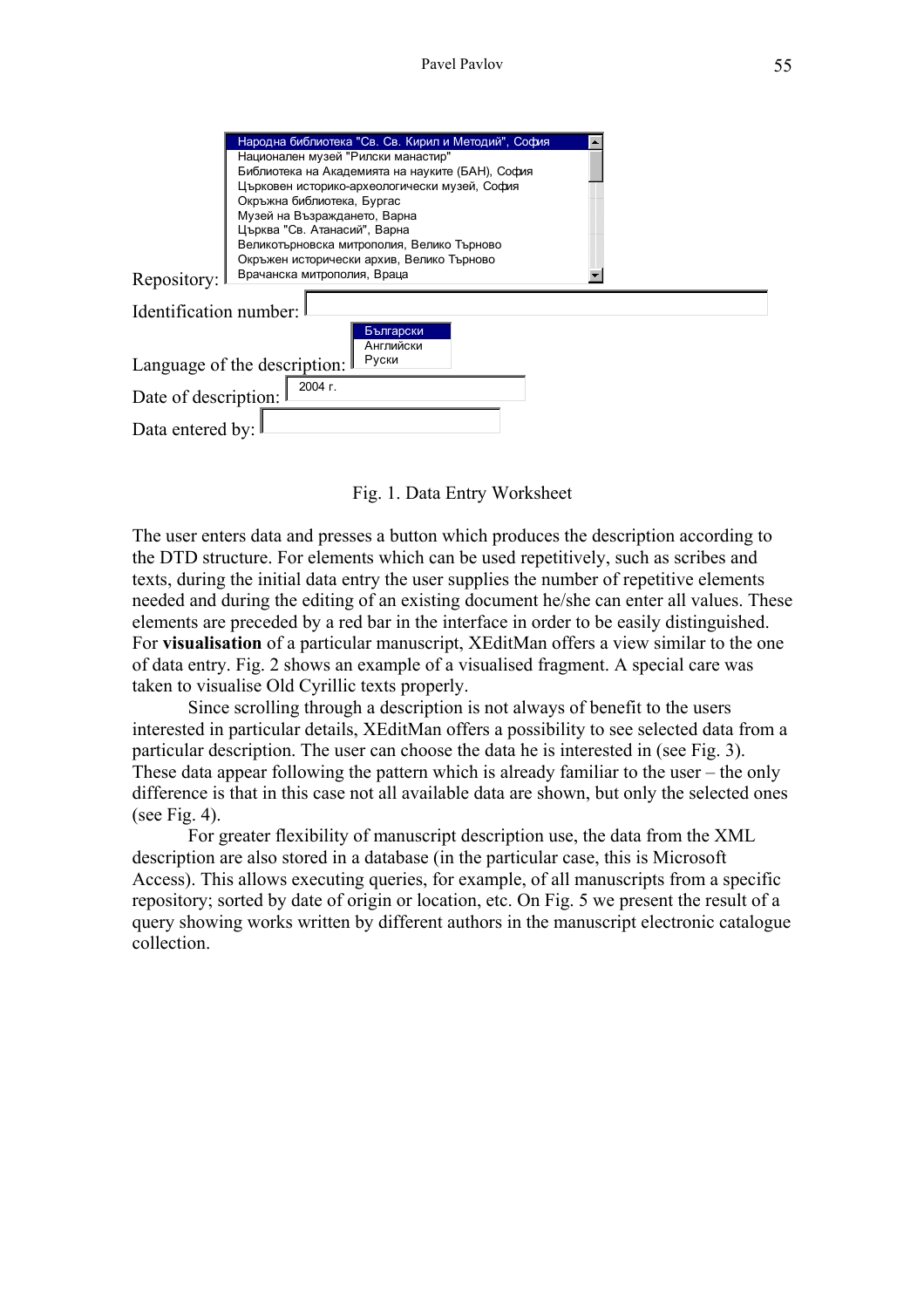Repository:

- Народна библиотека "Св. Св. Кирил и Методий", София
- Национален музей "Рилски манастир"
- Библиотека на Академията на науките (БАН), София
- Църковен историко-археологически музей, София
- Окръжна библиотека, Бургас
- Музей на Възраждането, Варна
- Църква "Св. Атанасий", Варна
- Великотърновска митрополия, Велико Търново
- Окръжен исторически архив, Велико Търново
- Врачанска митрополия, Враца

Identification number:

Language of the description:

- Български
- Английски
- Руски

Date of description: 2004 г.

Data entered by:

Fig. 1. Data Entry Worksheet

The user enters data and presses a button which produces the description according to the DTD structure. For elements which can be used repetitively, such as scribes and texts, during the initial data entry the user supplies the number of repetitive elements needed and during the editing of an existing document he/she can enter all values. These elements are preceded by a red bar in the interface in order to be easily distinguished. For **visualisation** of a particular manuscript, XEditMan offers a view similar to the one of data entry. Fig. 2 shows an example of a visualised fragment. A special care was taken to visualise Old Cyrillic texts properly.

Since scrolling through a description is not always of benefit to the users interested in particular details, XEditMan offers a possibility to see selected data from a particular description. The user can choose the data he is interested in (see Fig. 3). These data appear following the pattern which is already familiar to the user – the only difference is that in this case not all available data are shown, but only the selected ones (see Fig. 4).

For greater flexibility of manuscript description use, the data from the XML description are also stored in a database (in the particular case, this is Microsoft Access). This allows executing queries, for example, of all manuscripts from a specific repository; sorted by date of origin or location, etc. On Fig. 5 we present the result of a query showing works written by different authors in the manuscript electronic catalogue collection.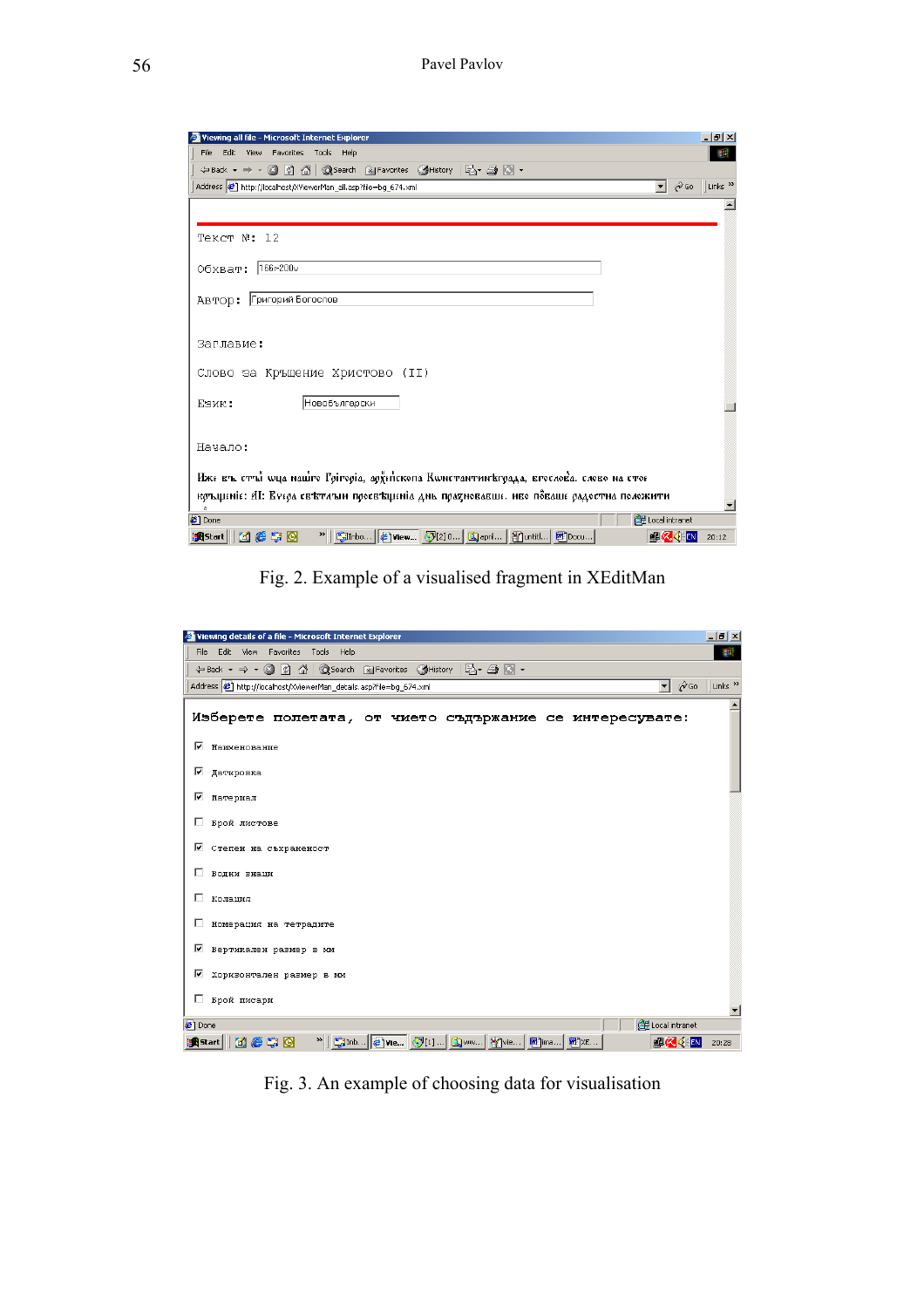Fig. 2. Example of a visualised fragment in XEditMan

Fig. 3. An example of choosing data for visualisation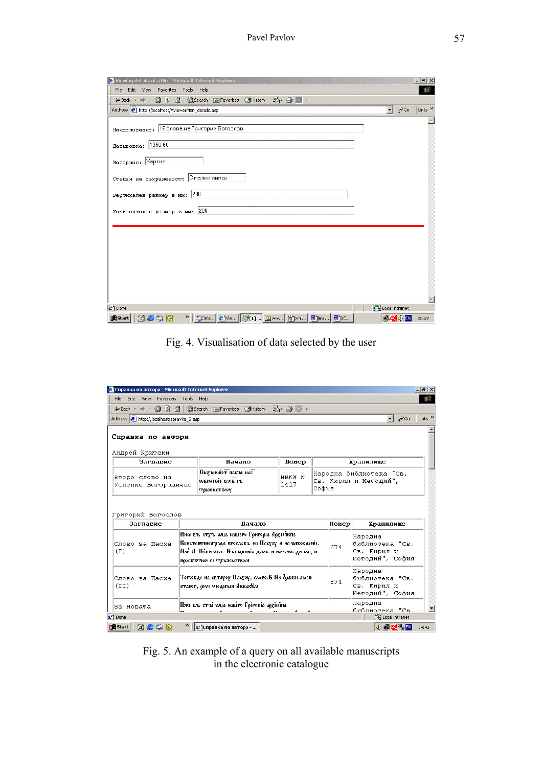Fig. 4. Visualisation of data selected by the user

Fig. 5. An example of a query on all available manuscripts in the electronic catalogue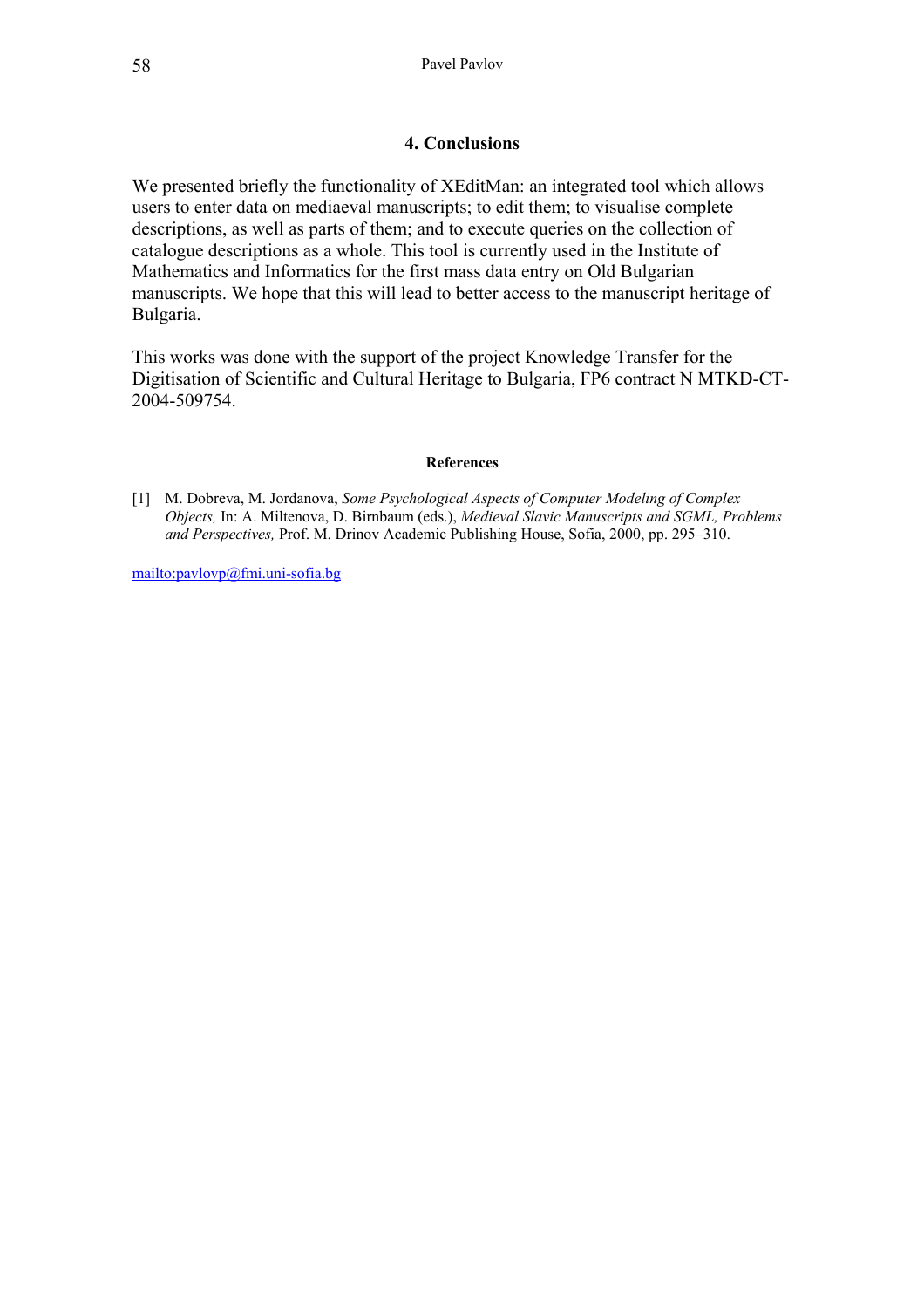## 4. Conclusions

We presented briefly the functionality of XEditMan: an integrated tool which allows users to enter data on mediaeval manuscripts; to edit them; to visualise complete descriptions, as well as parts of them; and to execute queries on the collection of catalogue descriptions as a whole. This tool is currently used in the Institute of Mathematics and Informatics for the first mass data entry on Old Bulgarian manuscripts. We hope that this will lead to better access to the manuscript heritage of Bulgaria.

This works was done with the support of the project Knowledge Transfer for the Digitisation of Scientific and Cultural Heritage to Bulgaria, FP6 contract N MTKD-CT-2004-509754.

### References

[1] M. Dobreva, M. Jordanova, *Some Psychological Aspects of Computer Modeling of Complex Objects,* In: A. Miltenova, D. Birnbaum (eds.), *Medieval Slavic Manuscripts and SGML, Problems and Perspectives,* Prof. M. Drinov Academic Publishing House, Sofia, 2000, pp. 295–310.

mailto:pavlovp@fmi.uni-sofia.bg